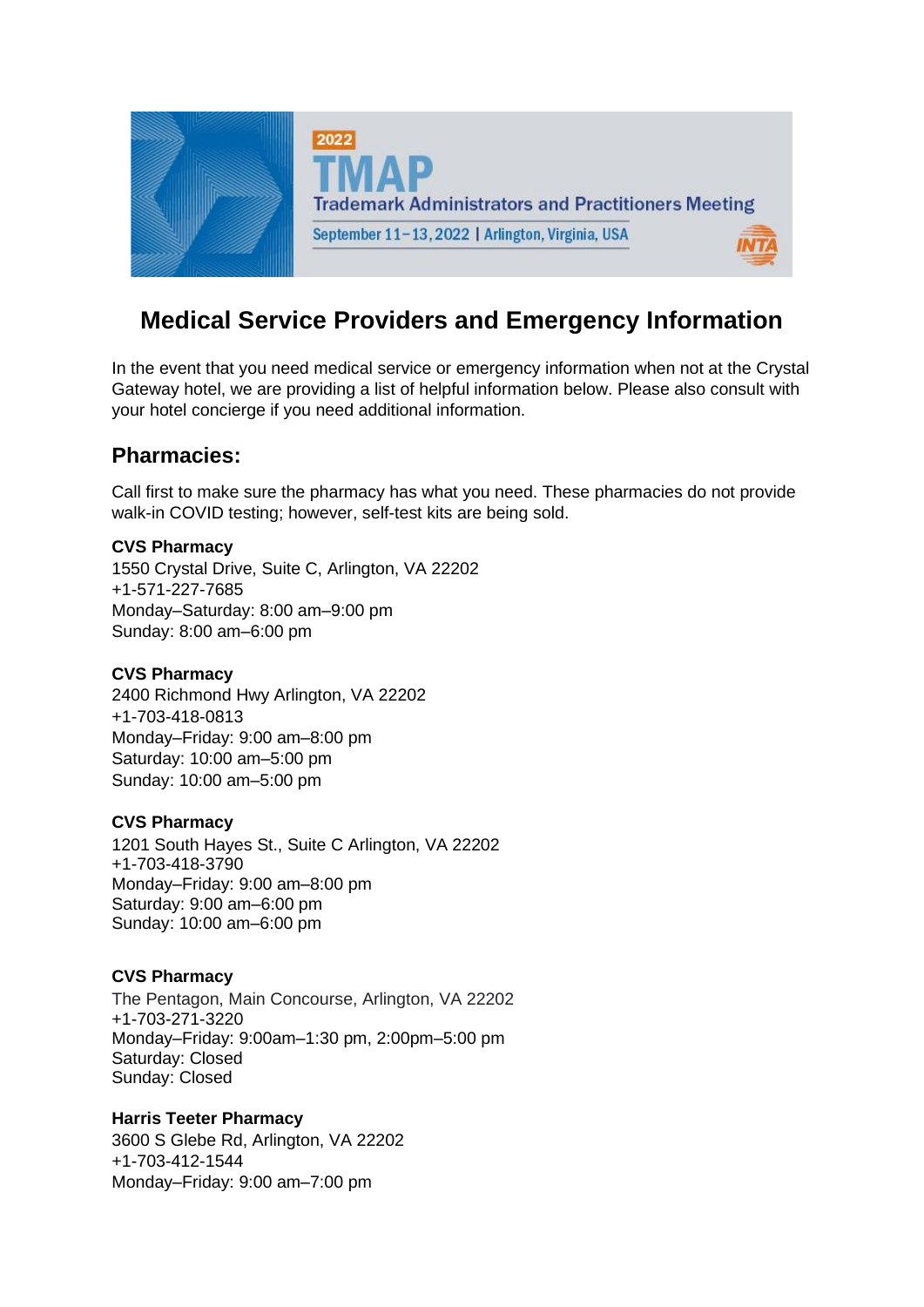2022

TMAP

Trademark Administrators and Practitioners Meeting

September 11–13, 2022 | Arlington, Virginia, USA

INTA

# Medical Service Providers and Emergency Information

In the event that you need medical service or emergency information when not at the Crystal Gateway hotel, we are providing a list of helpful information below. Please also consult with your hotel concierge if you need additional information.

## Pharmacies:

Call first to make sure the pharmacy has what you need. These pharmacies do not provide walk-in COVID testing; however, self-test kits are being sold.

**CVS Pharmacy**
1550 Crystal Drive, Suite C, Arlington, VA 22202
+1-571-227-7685
Monday–Saturday: 8:00 am–9:00 pm
Sunday: 8:00 am–6:00 pm

**CVS Pharmacy**
2400 Richmond Hwy Arlington, VA 22202
+1-703-418-0813
Monday–Friday: 9:00 am–8:00 pm
Saturday: 10:00 am–5:00 pm
Sunday: 10:00 am–5:00 pm

**CVS Pharmacy**
1201 South Hayes St., Suite C Arlington, VA 22202
+1-703-418-3790
Monday–Friday: 9:00 am–8:00 pm
Saturday: 9:00 am–6:00 pm
Sunday: 10:00 am–6:00 pm

**CVS Pharmacy**
The Pentagon, Main Concourse, Arlington, VA 22202
+1-703-271-3220
Monday–Friday: 9:00am–1:30 pm, 2:00pm–5:00 pm
Saturday: Closed
Sunday: Closed

**Harris Teeter Pharmacy**
3600 S Glebe Rd, Arlington, VA 22202
+1-703-412-1544
Monday–Friday: 9:00 am–7:00 pm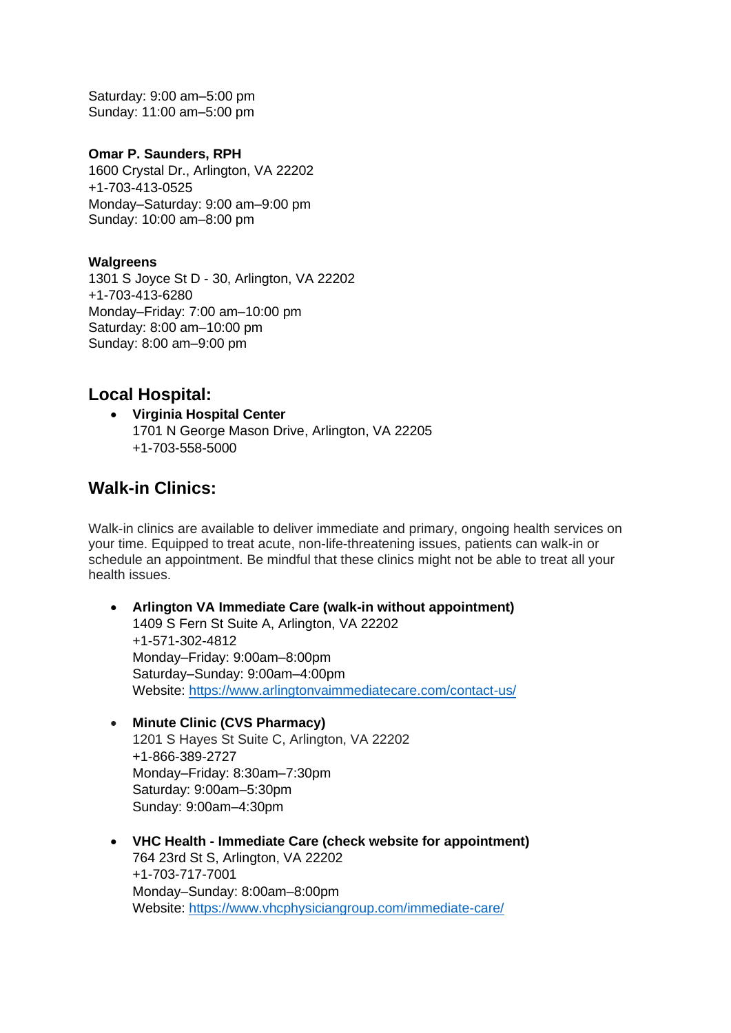Saturday: 9:00 am–5:00 pm
Sunday: 11:00 am–5:00 pm

**Omar P. Saunders, RPH**
1600 Crystal Dr., Arlington, VA 22202
+1-703-413-0525
Monday–Saturday: 9:00 am–9:00 pm
Sunday: 10:00 am–8:00 pm

**Walgreens**
1301 S Joyce St D - 30, Arlington, VA 22202
+1-703-413-6280
Monday–Friday: 7:00 am–10:00 pm
Saturday: 8:00 am–10:00 pm
Sunday: 8:00 am–9:00 pm

## Local Hospital:

- **Virginia Hospital Center**
  1701 N George Mason Drive, Arlington, VA 22205
  +1-703-558-5000

## Walk-in Clinics:

Walk-in clinics are available to deliver immediate and primary, ongoing health services on your time. Equipped to treat acute, non-life-threatening issues, patients can walk-in or schedule an appointment. Be mindful that these clinics might not be able to treat all your health issues.

- **Arlington VA Immediate Care (walk-in without appointment)**
  1409 S Fern St Suite A, Arlington, VA 22202
  +1-571-302-4812
  Monday–Friday: 9:00am–8:00pm
  Saturday–Sunday: 9:00am–4:00pm
  Website: https://www.arlingtonvaimmediatecare.com/contact-us/

- **Minute Clinic (CVS Pharmacy)**
  1201 S Hayes St Suite C, Arlington, VA 22202
  +1-866-389-2727
  Monday–Friday: 8:30am–7:30pm
  Saturday: 9:00am–5:30pm
  Sunday: 9:00am–4:30pm

- **VHC Health - Immediate Care (check website for appointment)**
  764 23rd St S, Arlington, VA 22202
  +1-703-717-7001
  Monday–Sunday: 8:00am–8:00pm
  Website: https://www.vhcphysiciangroup.com/immediate-care/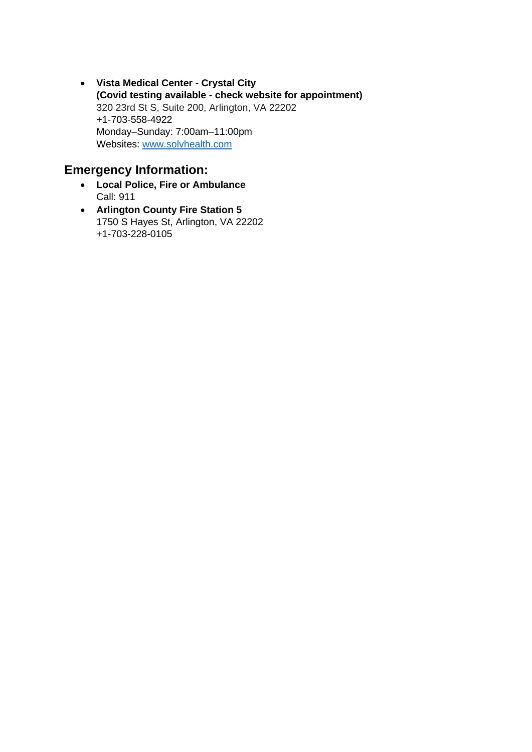- **Vista Medical Center - Crystal City**
  **(Covid testing available - check website for appointment)**
  320 23rd St S, Suite 200, Arlington, VA 22202
  +1-703-558-4922
  Monday–Sunday: 7:00am–11:00pm
  Websites: [www.solvhealth.com](http://www.solvhealth.com)

## Emergency Information:

- **Local Police, Fire or Ambulance**
  Call: 911
- **Arlington County Fire Station 5**
  1750 S Hayes St, Arlington, VA 22202
  +1-703-228-0105